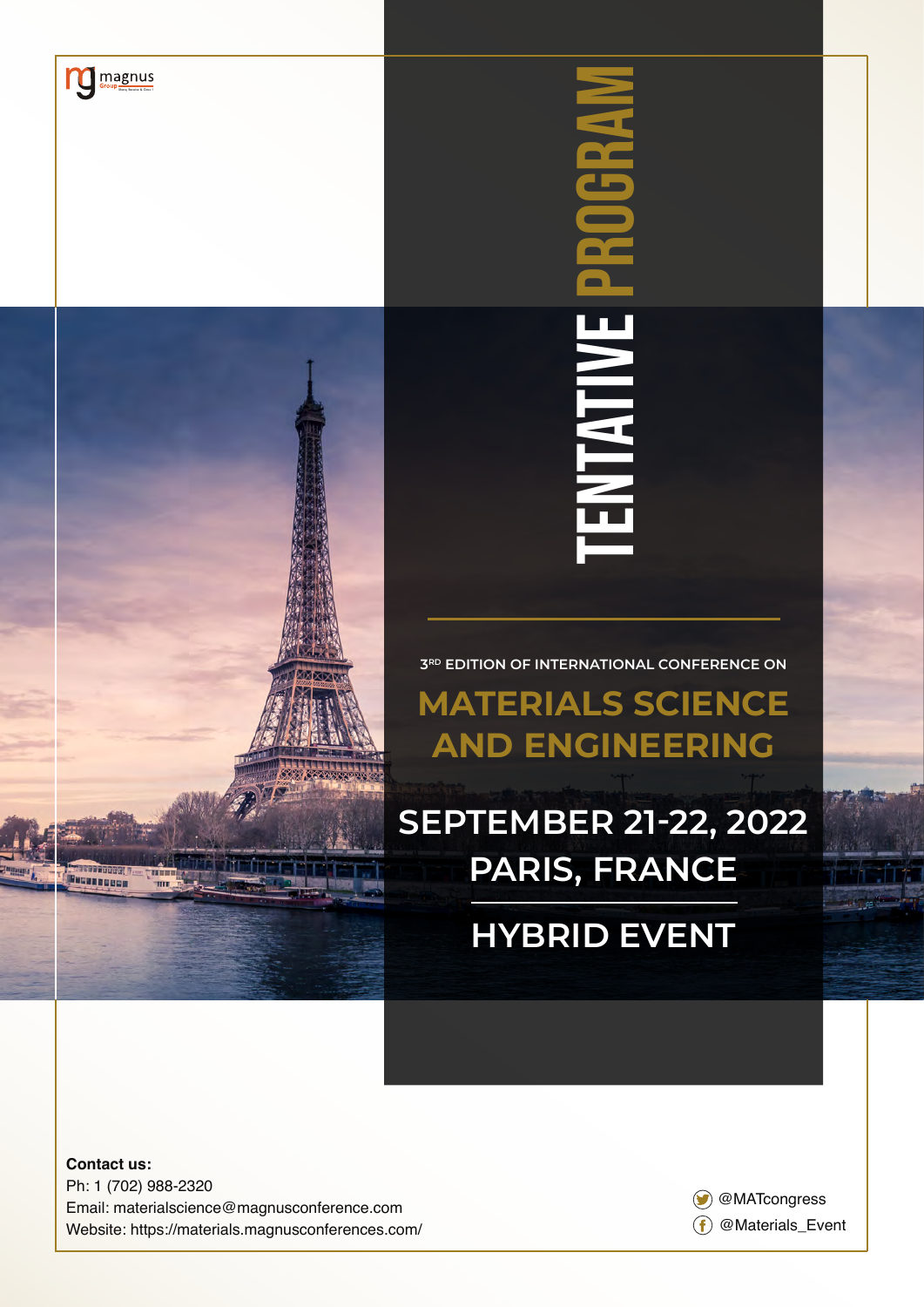magnus Group

# TENTATIVE PROGRAM

3RD EDITION OF INTERNATIONAL CONFERENCE ON

## MATERIALS SCIENCE AND ENGINEERING

**SEPTEMBER 21-22, 2022**

**PARIS, FRANCE**

**HYBRID EVENT**

**Contact us:**
Ph: 1 (702) 988-2320
Email: materialscience@magnusconference.com
Website: https://materials.magnusconferences.com/

@MATcongress
@Materials_Event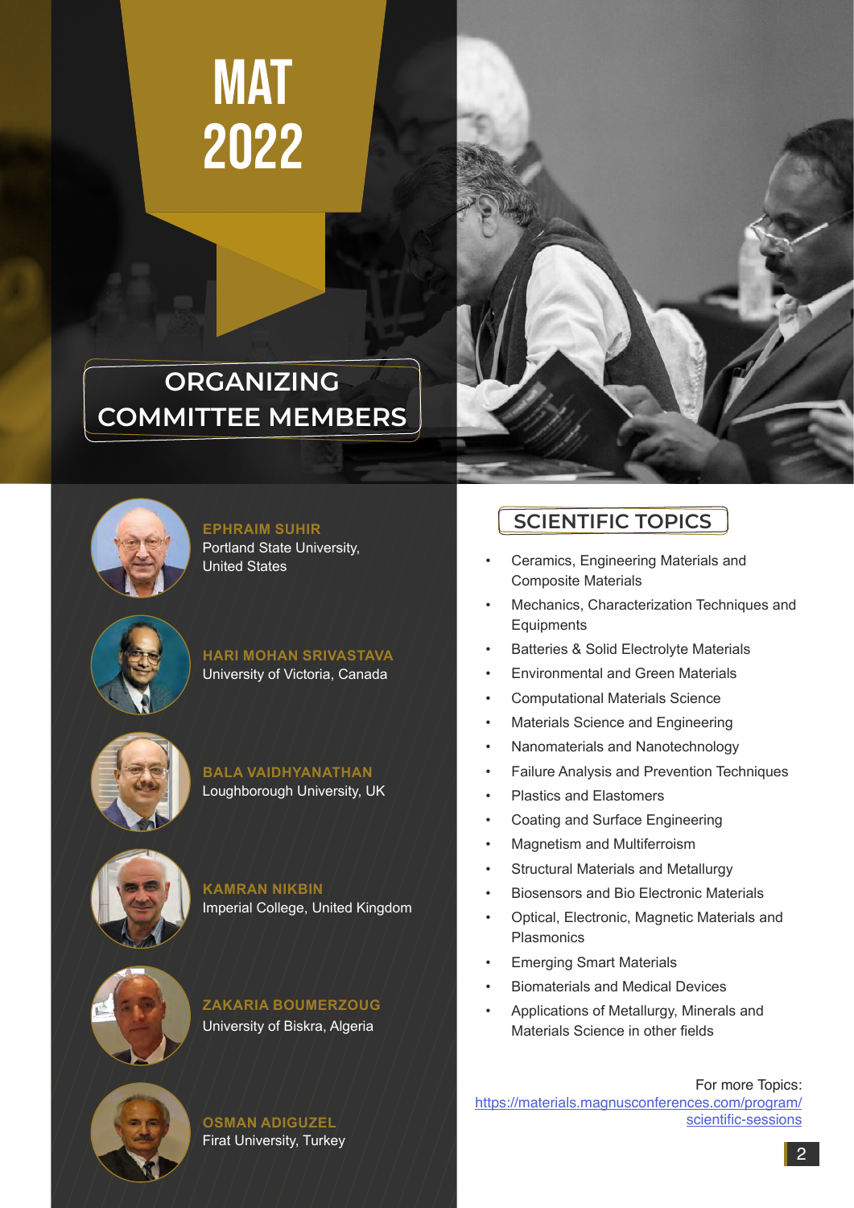# MAT 2022

## ORGANIZING COMMITTEE MEMBERS

**EPHRAIM SUHIR**
Portland State University, United States

**HARI MOHAN SRIVASTAVA**
University of Victoria, Canada

**BALA VAIDHYANATHAN**
Loughborough University, UK

**KAMRAN NIKBIN**
Imperial College, United Kingdom

**ZAKARIA BOUMERZOUG**
University of Biskra, Algeria

**OSMAN ADIGUZEL**
Firat University, Turkey

## SCIENTIFIC TOPICS

- Ceramics, Engineering Materials and Composite Materials
- Mechanics, Characterization Techniques and Equipments
- Batteries & Solid Electrolyte Materials
- Environmental and Green Materials
- Computational Materials Science
- Materials Science and Engineering
- Nanomaterials and Nanotechnology
- Failure Analysis and Prevention Techniques
- Plastics and Elastomers
- Coating and Surface Engineering
- Magnetism and Multiferroism
- Structural Materials and Metallurgy
- Biosensors and Bio Electronic Materials
- Optical, Electronic, Magnetic Materials and Plasmonics
- Emerging Smart Materials
- Biomaterials and Medical Devices
- Applications of Metallurgy, Minerals and Materials Science in other fields

For more Topics:
https://materials.magnusconferences.com/program/scientific-sessions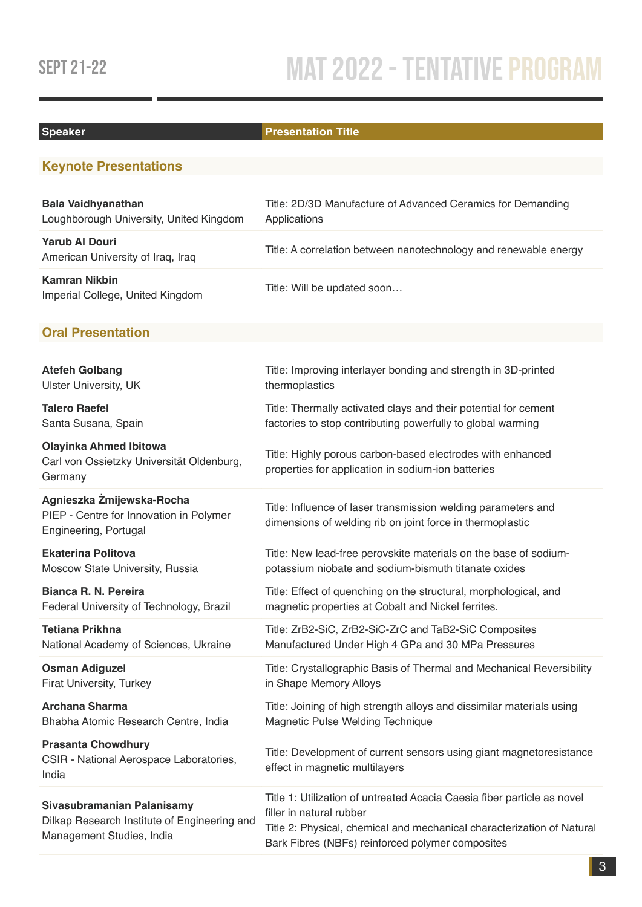| Speaker | Presentation Title |
|---|---|
| **Keynote Presentations** | |
| **Bala Vaidhyanathan**<br>Loughborough University, United Kingdom | Title: 2D/3D Manufacture of Advanced Ceramics for Demanding Applications |
| **Yarub Al Douri**<br>American University of Iraq, Iraq | Title: A correlation between nanotechnology and renewable energy |
| **Kamran Nikbin**<br>Imperial College, United Kingdom | Title: Will be updated soon… |
| **Oral Presentation** | |
| **Atefeh Golbang**<br>Ulster University, UK | Title: Improving interlayer bonding and strength in 3D-printed thermoplastics |
| **Talero Raefel**<br>Santa Susana, Spain | Title: Thermally activated clays and their potential for cement factories to stop contributing powerfully to global warming |
| **Olayinka Ahmed Ibitowa**<br>Carl von Ossietzky Universität Oldenburg, Germany | Title: Highly porous carbon-based electrodes with enhanced properties for application in sodium-ion batteries |
| **Agnieszka Żmijewska-Rocha**<br>PIEP - Centre for Innovation in Polymer Engineering, Portugal | Title: Influence of laser transmission welding parameters and dimensions of welding rib on joint force in thermoplastic |
| **Ekaterina Politova**<br>Moscow State University, Russia | Title: New lead-free perovskite materials on the base of sodium-potassium niobate and sodium-bismuth titanate oxides |
| **Bianca R. N. Pereira**<br>Federal University of Technology, Brazil | Title: Effect of quenching on the structural, morphological, and magnetic properties at Cobalt and Nickel ferrites. |
| **Tetiana Prikhna**<br>National Academy of Sciences, Ukraine | Title: ZrB2-SiC, ZrB2-SiC-ZrC and TaB2-SiC Composites Manufactured Under High 4 GPa and 30 MPa Pressures |
| **Osman Adiguzel**<br>Firat University, Turkey | Title: Crystallographic Basis of Thermal and Mechanical Reversibility in Shape Memory Alloys |
| **Archana Sharma**<br>Bhabha Atomic Research Centre, India | Title: Joining of high strength alloys and dissimilar materials using Magnetic Pulse Welding Technique |
| **Prasanta Chowdhury**<br>CSIR - National Aerospace Laboratories, India | Title: Development of current sensors using giant magnetoresistance effect in magnetic multilayers |
| **Sivasubramanian Palanisamy**<br>Dilkap Research Institute of Engineering and Management Studies, India | Title 1: Utilization of untreated Acacia Caesia fiber particle as novel filler in natural rubber<br>Title 2: Physical, chemical and mechanical characterization of Natural Bark Fibres (NBFs) reinforced polymer composites |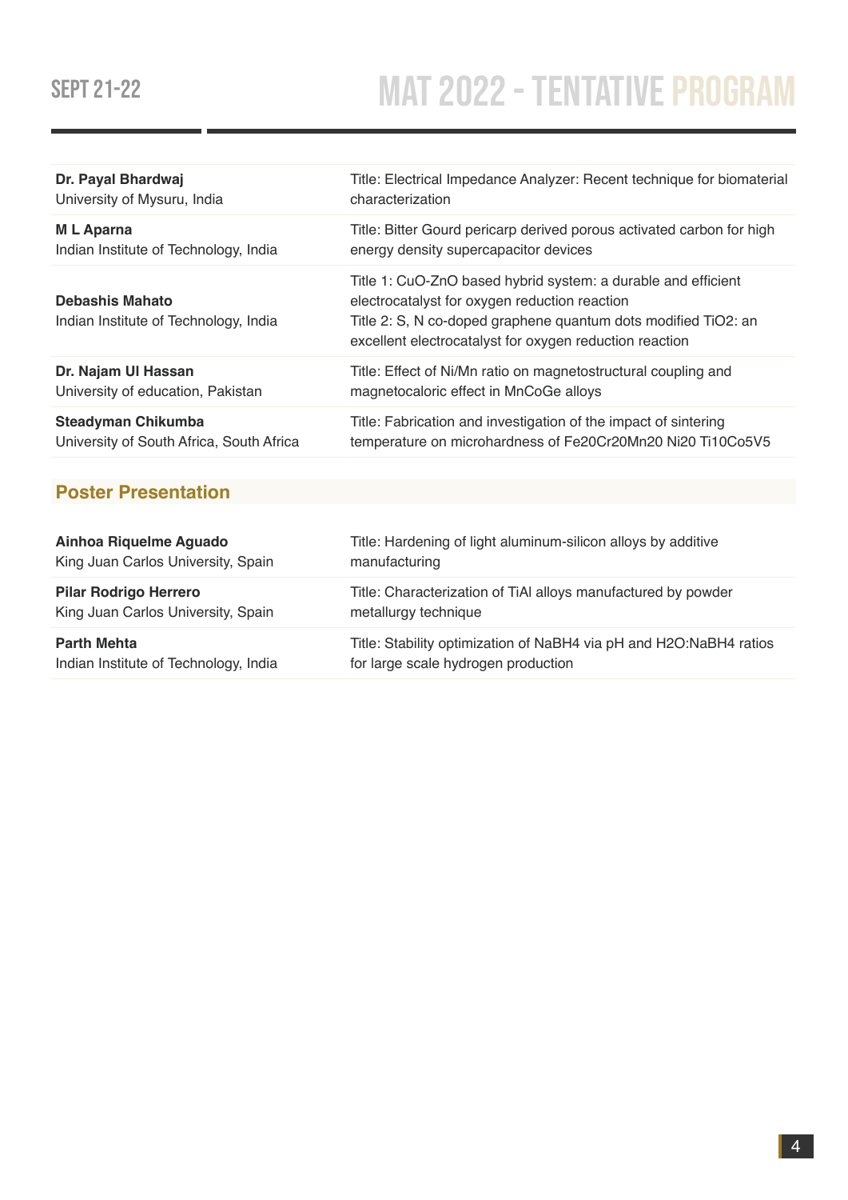| | |
|---|---|
| **Dr. Payal Bhardwaj**<br>University of Mysuru, India | Title: Electrical Impedance Analyzer: Recent technique for biomaterial characterization |
| **M L Aparna**<br>Indian Institute of Technology, India | Title: Bitter Gourd pericarp derived porous activated carbon for high energy density supercapacitor devices |
| **Debashis Mahato**<br>Indian Institute of Technology, India | Title 1: CuO-ZnO based hybrid system: a durable and efficient electrocatalyst for oxygen reduction reaction<br>Title 2: S, N co-doped graphene quantum dots modified $TiO_2$: an excellent electrocatalyst for oxygen reduction reaction |
| **Dr. Najam Ul Hassan**<br>University of education, Pakistan | Title: Effect of Ni/Mn ratio on magnetostructural coupling and magnetocaloric effect in MnCoGe alloys |
| **Steadyman Chikumba**<br>University of South Africa, South Africa | Title: Fabrication and investigation of the impact of sintering temperature on microhardness of $Fe_{20}Cr_{20}Mn_{20}Ni_{20}Ti_{10}Co_5V_5$ |

## Poster Presentation

| | |
|---|---|
| **Ainhoa Riquelme Aguado**<br>King Juan Carlos University, Spain | Title: Hardening of light aluminum-silicon alloys by additive manufacturing |
| **Pilar Rodrigo Herrero**<br>King Juan Carlos University, Spain | Title: Characterization of TiAl alloys manufactured by powder metallurgy technique |
| **Parth Mehta**<br>Indian Institute of Technology, India | Title: Stability optimization of $NaBH_4$ via pH and $H_2O$:$NaBH_4$ ratios for large scale hydrogen production |